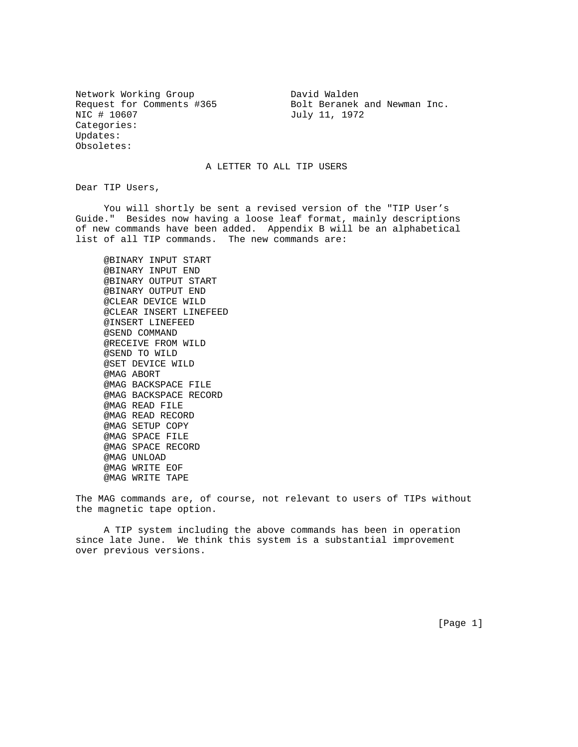Network Working Group  
Request for Comments #365  
NIC # 10607  
Categories:  
Updates:  
Obsoletes:

David Walden  
Bolt Beranek and Newman Inc.  
July 11, 1972

# A LETTER TO ALL TIP USERS

Dear TIP Users,

You will shortly be sent a revised version of the "TIP User's Guide." Besides now having a loose leaf format, mainly descriptions of new commands have been added. Appendix B will be an alphabetical list of all TIP commands. The new commands are:

```
@BINARY INPUT START
@BINARY INPUT END
@BINARY OUTPUT START
@BINARY OUTPUT END
@CLEAR DEVICE WILD
@CLEAR INSERT LINEFEED
@INSERT LINEFEED
@SEND COMMAND
@RECEIVE FROM WILD
@SEND TO WILD
@SET DEVICE WILD
@MAG ABORT
@MAG BACKSPACE FILE
@MAG BACKSPACE RECORD
@MAG READ FILE
@MAG READ RECORD
@MAG SETUP COPY
@MAG SPACE FILE
@MAG SPACE RECORD
@MAG UNLOAD
@MAG WRITE EOF
@MAG WRITE TAPE
```

The MAG commands are, of course, not relevant to users of TIPs without the magnetic tape option.

A TIP system including the above commands has been in operation since late June. We think this system is a substantial improvement over previous versions.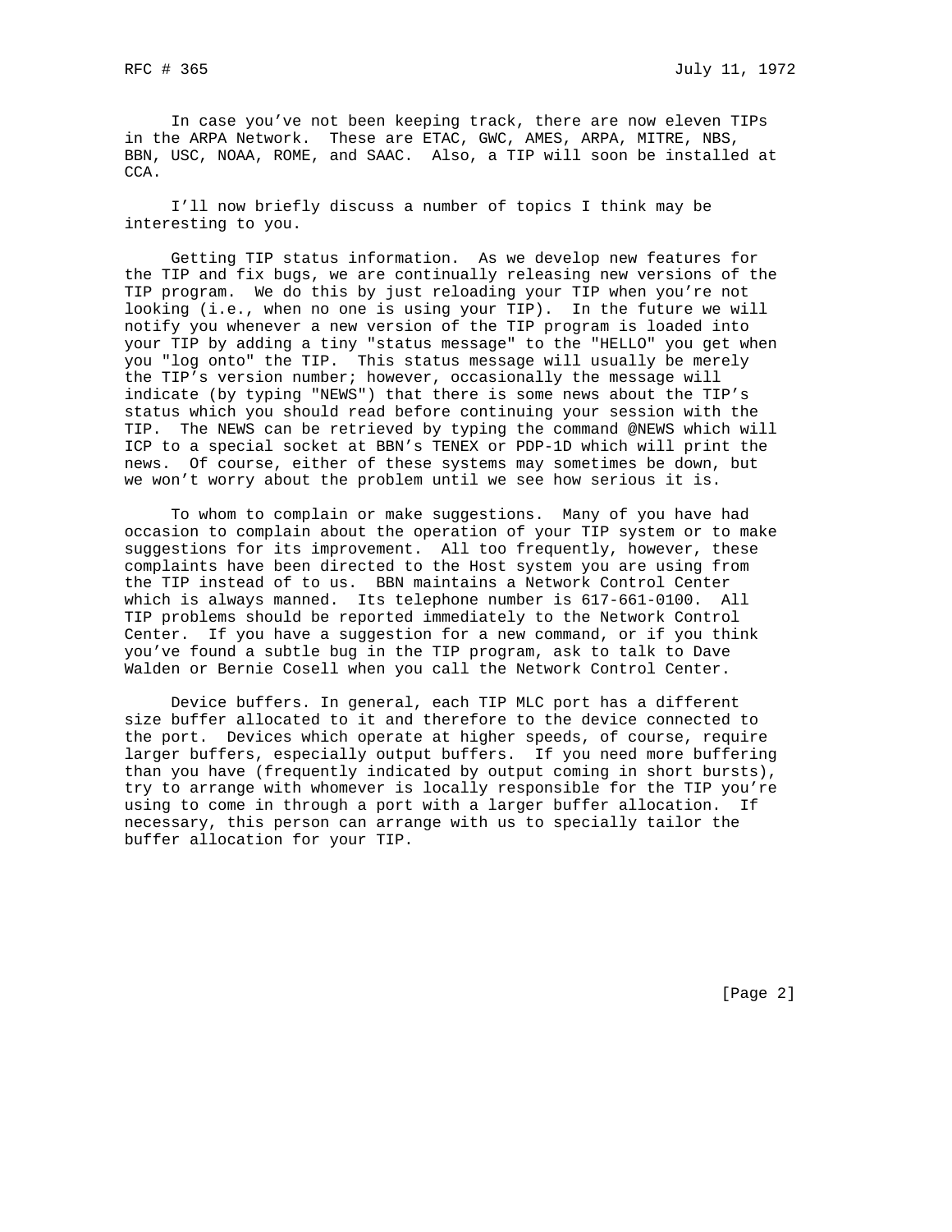In case you've not been keeping track, there are now eleven TIPs in the ARPA Network. These are ETAC, GWC, AMES, ARPA, MITRE, NBS, BBN, USC, NOAA, ROME, and SAAC. Also, a TIP will soon be installed at CCA.

I'll now briefly discuss a number of topics I think may be interesting to you.

Getting TIP status information. As we develop new features for the TIP and fix bugs, we are continually releasing new versions of the TIP program. We do this by just reloading your TIP when you're not looking (i.e., when no one is using your TIP). In the future we will notify you whenever a new version of the TIP program is loaded into your TIP by adding a tiny "status message" to the "HELLO" you get when you "log onto" the TIP. This status message will usually be merely the TIP's version number; however, occasionally the message will indicate (by typing "NEWS") that there is some news about the TIP's status which you should read before continuing your session with the TIP. The NEWS can be retrieved by typing the command @NEWS which will ICP to a special socket at BBN's TENEX or PDP-1D which will print the news. Of course, either of these systems may sometimes be down, but we won't worry about the problem until we see how serious it is.

To whom to complain or make suggestions. Many of you have had occasion to complain about the operation of your TIP system or to make suggestions for its improvement. All too frequently, however, these complaints have been directed to the Host system you are using from the TIP instead of to us. BBN maintains a Network Control Center which is always manned. Its telephone number is 617-661-0100. All TIP problems should be reported immediately to the Network Control Center. If you have a suggestion for a new command, or if you think you've found a subtle bug in the TIP program, ask to talk to Dave Walden or Bernie Cosell when you call the Network Control Center.

Device buffers. In general, each TIP MLC port has a different size buffer allocated to it and therefore to the device connected to the port. Devices which operate at higher speeds, of course, require larger buffers, especially output buffers. If you need more buffering than you have (frequently indicated by output coming in short bursts), try to arrange with whomever is locally responsible for the TIP you're using to come in through a port with a larger buffer allocation. If necessary, this person can arrange with us to specially tailor the buffer allocation for your TIP.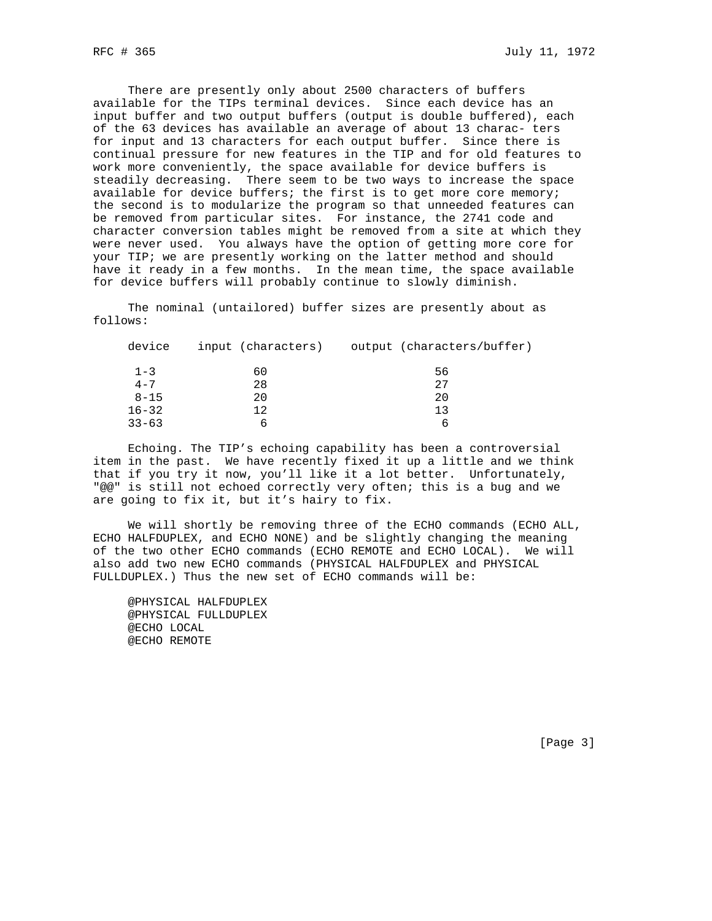There are presently only about 2500 characters of buffers available for the TIPs terminal devices. Since each device has an input buffer and two output buffers (output is double buffered), each of the 63 devices has available an average of about 13 charac- ters for input and 13 characters for each output buffer. Since there is continual pressure for new features in the TIP and for old features to work more conveniently, the space available for device buffers is steadily decreasing. There seem to be two ways to increase the space available for device buffers; the first is to get more core memory; the second is to modularize the program so that unneeded features can be removed from particular sites. For instance, the 2741 code and character conversion tables might be removed from a site at which they were never used. You always have the option of getting more core for your TIP; we are presently working on the latter method and should have it ready in a few months. In the mean time, the space available for device buffers will probably continue to slowly diminish.

The nominal (untailored) buffer sizes are presently about as follows:

| device | input (characters) | output (characters/buffer) |
|---|---|---|
| 1-3 | 60 | 56 |
| 4-7 | 28 | 27 |
| 8-15 | 20 | 20 |
| 16-32 | 12 | 13 |
| 33-63 | 6 | 6 |

Echoing. The TIP's echoing capability has been a controversial item in the past. We have recently fixed it up a little and we think that if you try it now, you'll like it a lot better. Unfortunately, "@@" is still not echoed correctly very often; this is a bug and we are going to fix it, but it's hairy to fix.

We will shortly be removing three of the ECHO commands (ECHO ALL, ECHO HALFDUPLEX, and ECHO NONE) and be slightly changing the meaning of the two other ECHO commands (ECHO REMOTE and ECHO LOCAL). We will also add two new ECHO commands (PHYSICAL HALFDUPLEX and PHYSICAL FULLDUPLEX.) Thus the new set of ECHO commands will be:

```
@PHYSICAL HALFDUPLEX
@PHYSICAL FULLDUPLEX
@ECHO LOCAL
@ECHO REMOTE
```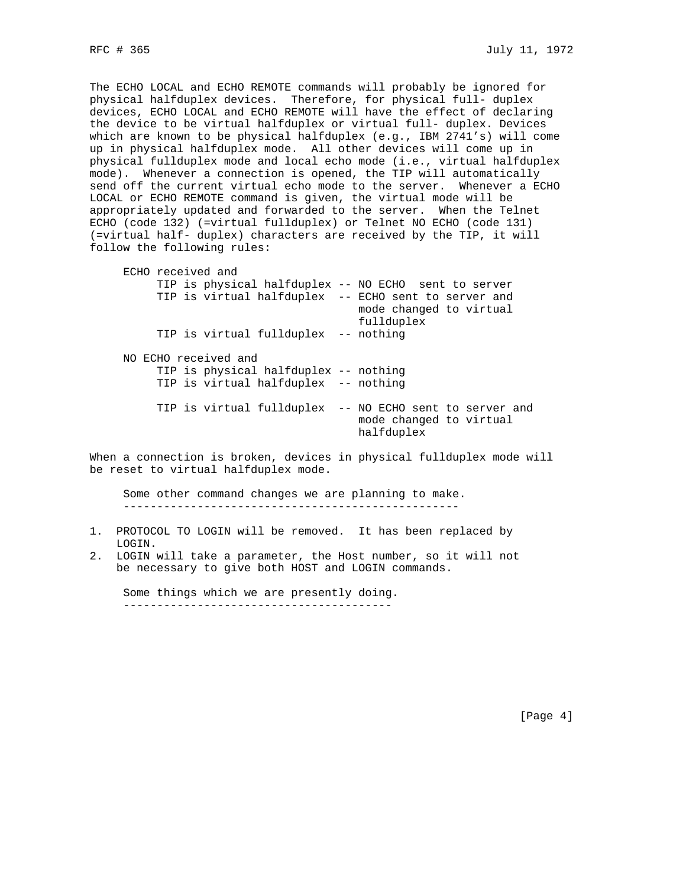The ECHO LOCAL and ECHO REMOTE commands will probably be ignored for physical halfduplex devices. Therefore, for physical full- duplex devices, ECHO LOCAL and ECHO REMOTE will have the effect of declaring the device to be virtual halfduplex or virtual full- duplex. Devices which are known to be physical halfduplex (e.g., IBM 2741's) will come up in physical halfduplex mode. All other devices will come up in physical fullduplex mode and local echo mode (i.e., virtual halfduplex mode). Whenever a connection is opened, the TIP will automatically send off the current virtual echo mode to the server. Whenever a ECHO LOCAL or ECHO REMOTE command is given, the virtual mode will be appropriately updated and forwarded to the server. When the Telnet ECHO (code 132) (=virtual fullduplex) or Telnet NO ECHO (code 131) (=virtual half- duplex) characters are received by the TIP, it will follow the following rules:

```
     ECHO received and
          TIP is physical halfduplex -- NO ECHO  sent to server
          TIP is virtual halfduplex  -- ECHO sent to server and
                                        mode changed to virtual
                                        fullduplex
          TIP is virtual fullduplex  -- nothing

     NO ECHO received and
          TIP is physical halfduplex -- nothing
          TIP is virtual halfduplex  -- nothing

          TIP is virtual fullduplex  -- NO ECHO sent to server and
                                        mode changed to virtual
                                        halfduplex
```

When a connection is broken, devices in physical fullduplex mode will be reset to virtual halfduplex mode.

Some other command changes we are planning to make.
---------------------------------------------------

1. PROTOCOL TO LOGIN will be removed. It has been replaced by LOGIN.
2. LOGIN will take a parameter, the Host number, so it will not be necessary to give both HOST and LOGIN commands.

Some things which we are presently doing.
-----------------------------------------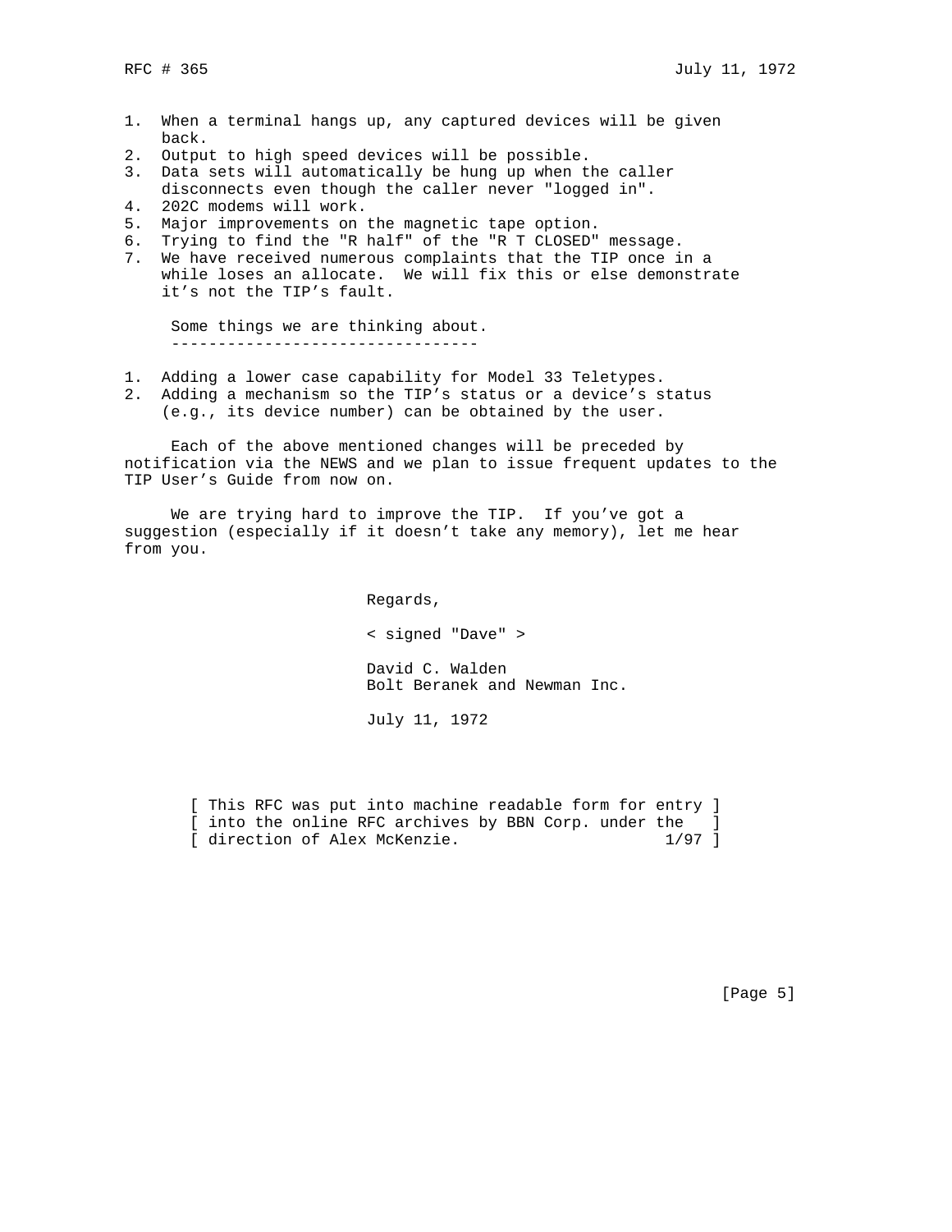1. When a terminal hangs up, any captured devices will be given back.
2. Output to high speed devices will be possible.
3. Data sets will automatically be hung up when the caller disconnects even though the caller never "logged in".
4. 202C modems will work.
5. Major improvements on the magnetic tape option.
6. Trying to find the "R half" of the "R T CLOSED" message.
7. We have received numerous complaints that the TIP once in a while loses an allocate. We will fix this or else demonstrate it's not the TIP's fault.

Some things we are thinking about.
---------------------------------

1. Adding a lower case capability for Model 33 Teletypes.
2. Adding a mechanism so the TIP's status or a device's status (e.g., its device number) can be obtained by the user.

Each of the above mentioned changes will be preceded by notification via the NEWS and we plan to issue frequent updates to the TIP User's Guide from now on.

We are trying hard to improve the TIP. If you've got a suggestion (especially if it doesn't take any memory), let me hear from you.

Regards,

< signed "Dave" >

David C. Walden
Bolt Beranek and Newman Inc.

July 11, 1972

[ This RFC was put into machine readable form for entry ]
[ into the online RFC archives by BBN Corp. under the ]
[ direction of Alex McKenzie. 1/97 ]